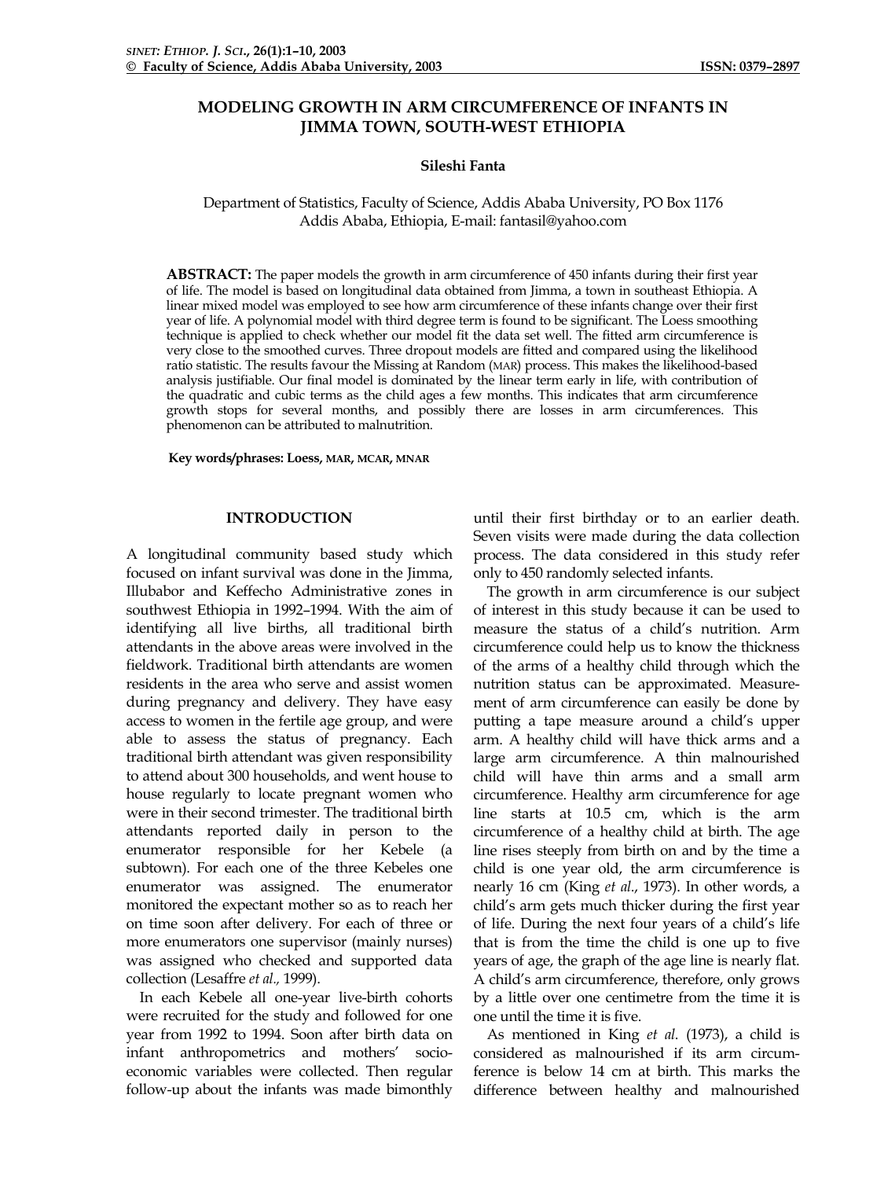# MODELING GROWTH IN ARM CIRCUMFERENCE OF INFANTS IN JIMMA TOWN, SOUTH-WEST ETHIOPIA

**Sileshi Fanta**

Department of Statistics, Faculty of Science, Addis Ababa University, PO Box 1176
Addis Ababa, Ethiopia, E-mail: fantasil@yahoo.com

**ABSTRACT:** The paper models the growth in arm circumference of 450 infants during their first year of life. The model is based on longitudinal data obtained from Jimma, a town in southeast Ethiopia. A linear mixed model was employed to see how arm circumference of these infants change over their first year of life. A polynomial model with third degree term is found to be significant. The Loess smoothing technique is applied to check whether our model fit the data set well. The fitted arm circumference is very close to the smoothed curves. Three dropout models are fitted and compared using the likelihood ratio statistic. The results favour the Missing at Random (MAR) process. This makes the likelihood-based analysis justifiable. Our final model is dominated by the linear term early in life, with contribution of the quadratic and cubic terms as the child ages a few months. This indicates that arm circumference growth stops for several months, and possibly there are losses in arm circumferences. This phenomenon can be attributed to malnutrition.

**Key words/phrases: Loess, MAR, MCAR, MNAR**

## INTRODUCTION

A longitudinal community based study which focused on infant survival was done in the Jimma, Illubabor and Keffecho Administrative zones in southwest Ethiopia in 1992–1994. With the aim of identifying all live births, all traditional birth attendants in the above areas were involved in the fieldwork. Traditional birth attendants are women residents in the area who serve and assist women during pregnancy and delivery. They have easy access to women in the fertile age group, and were able to assess the status of pregnancy. Each traditional birth attendant was given responsibility to attend about 300 households, and went house to house regularly to locate pregnant women who were in their second trimester. The traditional birth attendants reported daily in person to the enumerator responsible for her Kebele (a subtown). For each one of the three Kebeles one enumerator was assigned. The enumerator monitored the expectant mother so as to reach her on time soon after delivery. For each of three or more enumerators one supervisor (mainly nurses) was assigned who checked and supported data collection (Lesaffre *et al.,* 1999).

In each Kebele all one-year live-birth cohorts were recruited for the study and followed for one year from 1992 to 1994. Soon after birth data on infant anthropometrics and mothers' socio-economic variables were collected. Then regular follow-up about the infants was made bimonthly until their first birthday or to an earlier death. Seven visits were made during the data collection process. The data considered in this study refer only to 450 randomly selected infants.

The growth in arm circumference is our subject of interest in this study because it can be used to measure the status of a child's nutrition. Arm circumference could help us to know the thickness of the arms of a healthy child through which the nutrition status can be approximated. Measurement of arm circumference can easily be done by putting a tape measure around a child's upper arm. A healthy child will have thick arms and a large arm circumference. A thin malnourished child will have thin arms and a small arm circumference. Healthy arm circumference for age line starts at 10.5 cm, which is the arm circumference of a healthy child at birth. The age line rises steeply from birth on and by the time a child is one year old, the arm circumference is nearly 16 cm (King *et al.*, 1973). In other words, a child's arm gets much thicker during the first year of life. During the next four years of a child's life that is from the time the child is one up to five years of age, the graph of the age line is nearly flat. A child's arm circumference, therefore, only grows by a little over one centimetre from the time it is one until the time it is five.

As mentioned in King *et al.* (1973), a child is considered as malnourished if its arm circumference is below 14 cm at birth. This marks the difference between healthy and malnourished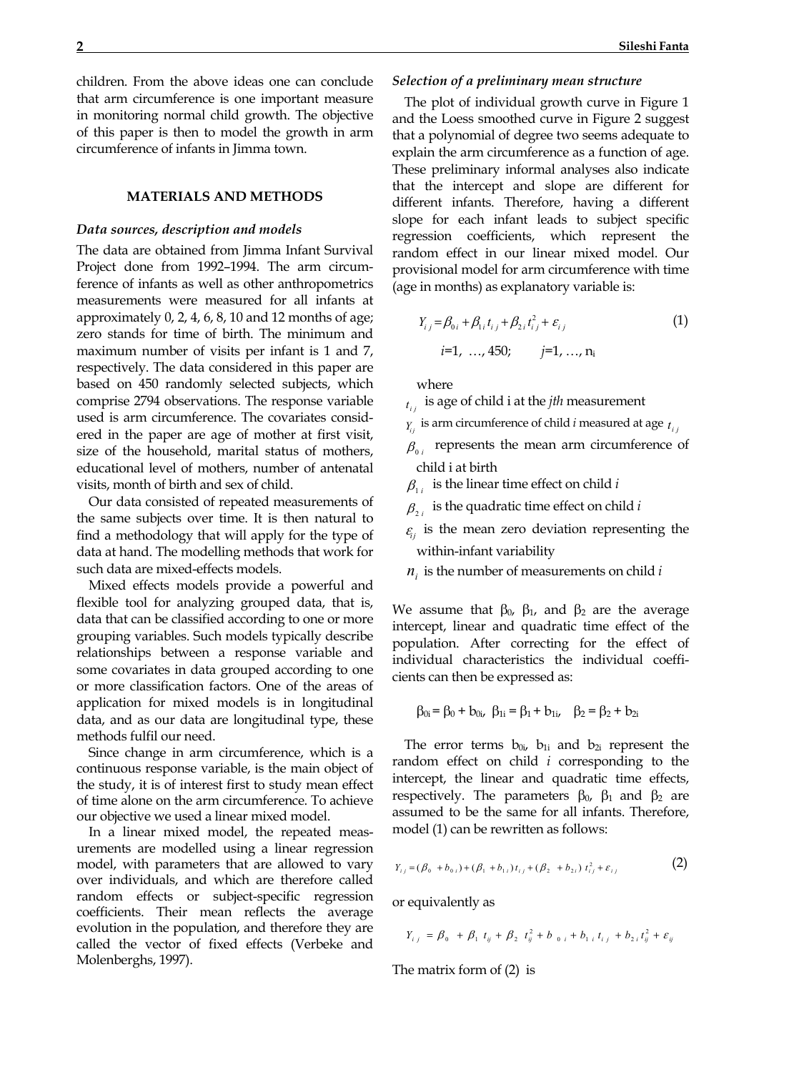children. From the above ideas one can conclude that arm circumference is one important measure in monitoring normal child growth. The objective of this paper is then to model the growth in arm circumference of infants in Jimma town.

## MATERIALS AND METHODS

### *Data sources, description and models*

The data are obtained from Jimma Infant Survival Project done from 1992–1994. The arm circumference of infants as well as other anthropometrics measurements were measured for all infants at approximately 0, 2, 4, 6, 8, 10 and 12 months of age; zero stands for time of birth. The minimum and maximum number of visits per infant is 1 and 7, respectively. The data considered in this paper are based on 450 randomly selected subjects, which comprise 2794 observations. The response variable used is arm circumference. The covariates considered in the paper are age of mother at first visit, size of the household, marital status of mothers, educational level of mothers, number of antenatal visits, month of birth and sex of child.

Our data consisted of repeated measurements of the same subjects over time. It is then natural to find a methodology that will apply for the type of data at hand. The modelling methods that work for such data are mixed-effects models.

Mixed effects models provide a powerful and flexible tool for analyzing grouped data, that is, data that can be classified according to one or more grouping variables. Such models typically describe relationships between a response variable and some covariates in data grouped according to one or more classification factors. One of the areas of application for mixed models is in longitudinal data, and as our data are longitudinal type, these methods fulfil our need.

Since change in arm circumference, which is a continuous response variable, is the main object of the study, it is of interest first to study mean effect of time alone on the arm circumference. To achieve our objective we used a linear mixed model.

In a linear mixed model, the repeated measurements are modelled using a linear regression model, with parameters that are allowed to vary over individuals, and which are therefore called random effects or subject-specific regression coefficients. Their mean reflects the average evolution in the population, and therefore they are called the vector of fixed effects (Verbeke and Molenberghs, 1997).

### *Selection of a preliminary mean structure*

The plot of individual growth curve in Figure 1 and the Loess smoothed curve in Figure 2 suggest that a polynomial of degree two seems adequate to explain the arm circumference as a function of age. These preliminary informal analyses also indicate that the intercept and slope are different for different infants. Therefore, having a different slope for each infant leads to subject specific regression coefficients, which represent the random effect in our linear mixed model. Our provisional model for arm circumference with time (age in months) as explanatory variable is:

$$Y_{ij} = \beta_{0i} + \beta_{1i} t_{ij} + \beta_{2i} t_{ij}^2 + \varepsilon_{ij} \tag{1}$$

$$i=1, \ldots, 450; \qquad j=1, \ldots, n_i$$

where

- $t_{ij}$ is age of child i at the *jth* measurement
- $Y_{ij}$ is arm circumference of child *i* measured at age $t_{ij}$
- $\beta_{0i}$ represents the mean arm circumference of child i at birth
- $\beta_{1i}$ is the linear time effect on child *i*
- $\beta_{2i}$ is the quadratic time effect on child *i*
- $\varepsilon_{ij}$ is the mean zero deviation representing the within-infant variability
- $n_i$ is the number of measurements on child *i*

We assume that $\beta_0$, $\beta_1$, and $\beta_2$ are the average intercept, linear and quadratic time effect of the population. After correcting for the effect of individual characteristics the individual coefficients can then be expressed as:

$$\beta_{0i} = \beta_0 + b_{0i}, \quad \beta_{1i} = \beta_1 + b_{1i}, \quad \beta_2 = \beta_2 + b_{2i}$$

The error terms $b_{0i}$, $b_{1i}$ and $b_{2i}$ represent the random effect on child *i* corresponding to the intercept, the linear and quadratic time effects, respectively. The parameters $\beta_0$, $\beta_1$ and $\beta_2$ are assumed to be the same for all infants. Therefore, model (1) can be rewritten as follows:

$$Y_{ij} = (\beta_0 + b_{0i}) + (\beta_1 + b_{1i}) t_{ij} + (\beta_2 + b_{2i}) t_{ij}^2 + \varepsilon_{ij} \tag{2}$$

or equivalently as

$$Y_{ij} = \beta_0 + \beta_1 t_{ij} + \beta_2 t_{ij}^2 + b_{0i} + b_{1i} t_{ij} + b_{2i} t_{ij}^2 + \varepsilon_{ij}$$

The matrix form of (2) is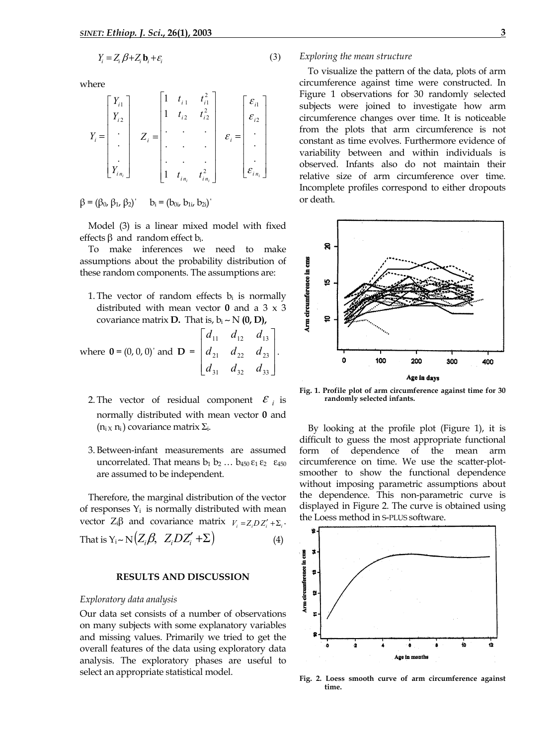$$Y_i = Z_i\beta + Z_i\mathbf{b}_i + \varepsilon_i \tag{3}$$

where

$$Y_i = \begin{bmatrix} Y_{i1} \\ Y_{i2} \\ \cdot \\ \cdot \\ \cdot \\ Y_{in_i} \end{bmatrix} \quad Z_i = \begin{bmatrix} 1 & t_{i1} & t_{i1}^2 \\ 1 & t_{i2} & t_{i2}^2 \\ \cdot & \cdot & \cdot \\ \cdot & \cdot & \cdot \\ \cdot & \cdot & \cdot \\ 1 & t_{in_i} & t_{in_i}^2 \end{bmatrix} \quad \varepsilon_i = \begin{bmatrix} \varepsilon_{i1} \\ \varepsilon_{i2} \\ \cdot \\ \cdot \\ \cdot \\ \varepsilon_{in_i} \end{bmatrix}$$

$\beta = (\beta_0, \beta_1, \beta_2)'$ $\quad$ $b_i = (b_{0i}, b_{1i}, b_{2i})'$

Model (3) is a linear mixed model with fixed effects $\beta$ and random effect $b_i$.

To make inferences we need to make assumptions about the probability distribution of these random components. The assumptions are:

1. The vector of random effects $b_i$ is normally distributed with mean vector **0** and a 3 x 3 covariance matrix **D.** That is, $b_i \sim N$ **(0, D),**

   where **0** = $(0, 0, 0)'$ and $\mathbf{D} = \begin{bmatrix} d_{11} & d_{12} & d_{13} \\ d_{21} & d_{22} & d_{23} \\ d_{31} & d_{32} & d_{33} \end{bmatrix}$.

2. The vector of residual component $\varepsilon_i$ is normally distributed with mean vector **0** and ($n_i \times n_i$) covariance matrix $\Sigma_i$.

3. Between-infant measurements are assumed uncorrelated. That means $b_1\ b_2 \ldots b_{450}\ \varepsilon_1\ \varepsilon_2\ \ \varepsilon_{450}$ are assumed to be independent.

Therefore, the marginal distribution of the vector of responses $Y_i$ is normally distributed with mean vector $Z_i\beta$ and covariance matrix $V_i = Z_i D Z_i' + \Sigma_i$. That is $Y_i \sim N\left(Z_i\beta,\ Z_i D Z_i' + \Sigma\right)$ $\quad$ (4)

## RESULTS AND DISCUSSION

### *Exploratory data analysis*

Our data set consists of a number of observations on many subjects with some explanatory variables and missing values. Primarily we tried to get the overall features of the data using exploratory data analysis. The exploratory phases are useful to select an appropriate statistical model.

### *Exploring the mean structure*

To visualize the pattern of the data, plots of arm circumference against time were constructed. In Figure 1 observations for 30 randomly selected subjects were joined to investigate how arm circumference changes over time. It is noticeable from the plots that arm circumference is not constant as time evolves. Furthermore evidence of variability between and within individuals is observed. Infants also do not maintain their relative size of arm circumference over time. Incomplete profiles correspond to either dropouts or death.

**Fig. 1. Profile plot of arm circumference against time for 30 randomly selected infants.**

By looking at the profile plot (Figure 1), it is difficult to guess the most appropriate functional form of dependence of the mean arm circumference on time. We use the scatter-plot-smoother to show the functional dependence without imposing parametric assumptions about the dependence. This non-parametric curve is displayed in Figure 2. The curve is obtained using the Loess method in S-PLUS software.

**Fig. 2. Loess smooth curve of arm circumference against time.**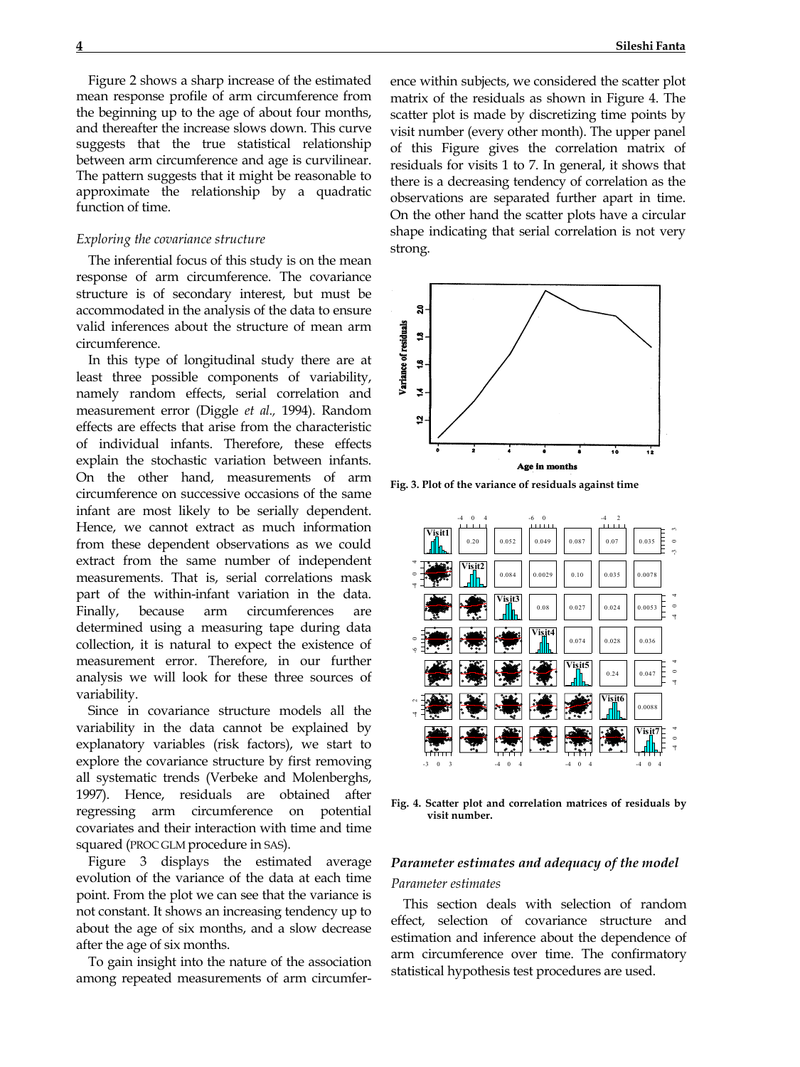Figure 2 shows a sharp increase of the estimated mean response profile of arm circumference from the beginning up to the age of about four months, and thereafter the increase slows down. This curve suggests that the true statistical relationship between arm circumference and age is curvilinear. The pattern suggests that it might be reasonable to approximate the relationship by a quadratic function of time.

*Exploring the covariance structure*

The inferential focus of this study is on the mean response of arm circumference. The covariance structure is of secondary interest, but must be accommodated in the analysis of the data to ensure valid inferences about the structure of mean arm circumference.

In this type of longitudinal study there are at least three possible components of variability, namely random effects, serial correlation and measurement error (Diggle *et al.,* 1994). Random effects are effects that arise from the characteristic of individual infants. Therefore, these effects explain the stochastic variation between infants. On the other hand, measurements of arm circumference on successive occasions of the same infant are most likely to be serially dependent. Hence, we cannot extract as much information from these dependent observations as we could extract from the same number of independent measurements. That is, serial correlations mask part of the within-infant variation in the data. Finally, because arm circumferences are determined using a measuring tape during data collection, it is natural to expect the existence of measurement error. Therefore, in our further analysis we will look for these three sources of variability.

Since in covariance structure models all the variability in the data cannot be explained by explanatory variables (risk factors), we start to explore the covariance structure by first removing all systematic trends (Verbeke and Molenberghs, 1997). Hence, residuals are obtained after regressing arm circumference on potential covariates and their interaction with time and time squared (PROC GLM procedure in SAS).

Figure 3 displays the estimated average evolution of the variance of the data at each time point. From the plot we can see that the variance is not constant. It shows an increasing tendency up to about the age of six months, and a slow decrease after the age of six months.

To gain insight into the nature of the association among repeated measurements of arm circumference within subjects, we considered the scatter plot matrix of the residuals as shown in Figure 4. The scatter plot is made by discretizing time points by visit number (every other month). The upper panel of this Figure gives the correlation matrix of residuals for visits 1 to 7. In general, it shows that there is a decreasing tendency of correlation as the observations are separated further apart in time. On the other hand the scatter plots have a circular shape indicating that serial correlation is not very strong.

Variance of residuals
1.2
1.4
1.6
1.8
2.0
0
2
4
6
8
10
12
Age in months

**Fig. 3. Plot of the variance of residuals against time**

Visit1
0.20
0.052
0.049
0.087
0.07
0.035
Visit2
0.084
0.0029
0.10
0.035
0.0078
Visit3
0.08
0.027
0.024
0.0053
Visit4
0.074
0.028
0.036
Visit5
0.24
0.047
Visit6
0.0088
Visit7

**Fig. 4. Scatter plot and correlation matrices of residuals by visit number.**

### *Parameter estimates and adequacy of the model*

*Parameter estimates*

This section deals with selection of random effect, selection of covariance structure and estimation and inference about the dependence of arm circumference over time. The confirmatory statistical hypothesis test procedures are used.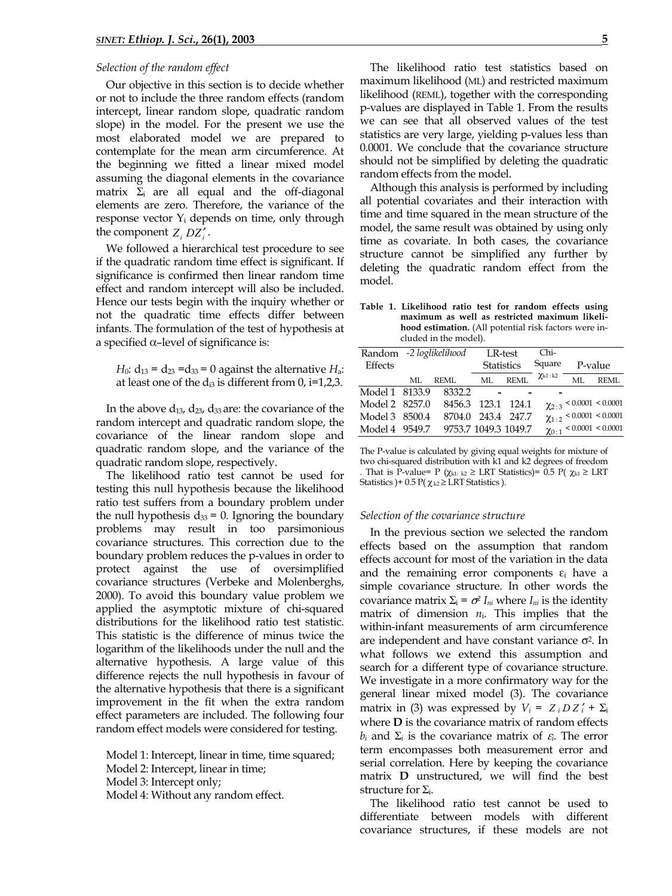### *Selection of the random effect*

Our objective in this section is to decide whether or not to include the three random effects (random intercept, linear random slope, quadratic random slope) in the model. For the present we use the most elaborated model we are prepared to contemplate for the mean arm circumference. At the beginning we fitted a linear mixed model assuming the diagonal elements in the covariance matrix $\Sigma_i$ are all equal and the off-diagonal elements are zero. Therefore, the variance of the response vector $Y_i$ depends on time, only through the component $Z_i DZ_i'$.

We followed a hierarchical test procedure to see if the quadratic random time effect is significant. If significance is confirmed then linear random time effect and random intercept will also be included. Hence our tests begin with the inquiry whether or not the quadratic time effects differ between infants. The formulation of the test of hypothesis at a specified $\alpha$–level of significance is:

> $H_0$: $d_{13} = d_{23} = d_{33} = 0$ against the alternative $H_a$: at least one of the $d_{i3}$ is different from 0, i=1,2,3.

In the above $d_{13}$, $d_{23}$, $d_{33}$ are: the covariance of the random intercept and quadratic random slope, the covariance of the linear random slope and quadratic random slope, and the variance of the quadratic random slope, respectively.

The likelihood ratio test cannot be used for testing this null hypothesis because the likelihood ratio test suffers from a boundary problem under the null hypothesis $d_{33} = 0$. Ignoring the boundary problems may result in too parsimonious covariance structures. This correction due to the boundary problem reduces the p-values in order to protect against the use of oversimplified covariance structures (Verbeke and Molenberghs, 2000). To avoid this boundary value problem we applied the asymptotic mixture of chi-squared distributions for the likelihood ratio test statistic. This statistic is the difference of minus twice the logarithm of the likelihoods under the null and the alternative hypothesis. A large value of this difference rejects the null hypothesis in favour of the alternative hypothesis that there is a significant improvement in the fit when the extra random effect parameters are included. The following four random effect models were considered for testing.

- Model 1: Intercept, linear in time, time squared;
- Model 2: Intercept, linear in time;
- Model 3: Intercept only;
- Model 4: Without any random effect.

The likelihood ratio test statistics based on maximum likelihood (ML) and restricted maximum likelihood (REML), together with the corresponding p-values are displayed in Table 1. From the results we can see that all observed values of the test statistics are very large, yielding p-values less than 0.0001. We conclude that the covariance structure should not be simplified by deleting the quadratic random effects from the model.

Although this analysis is performed by including all potential covariates and their interaction with time and time squared in the mean structure of the model, the same result was obtained by using only time as covariate. In both cases, the covariance structure cannot be simplified any further by deleting the quadratic random effect from the model.

**Table 1. Likelihood ratio test for random effects using maximum as well as restricted maximum likelihood estimation.** (All potential risk factors were included in the model).

| Random Effects | *-2 loglikelihood* | | LR-test Statistics | | Chi-Square $\chi_{k1:k2}$ | P-value | |
|---|---|---|---|---|---|---|---|
| | ML | REML | ML | REML | | ML | REML |
| Model 1 | 8133.9 | 8332.2 | - | - | - | | |
| Model 2 | 8257.0 | 8456.3 | 123.1 | 124.1 | $\chi_{2:3}$ | < 0.0001 | < 0.0001 |
| Model 3 | 8500.4 | 8704.0 | 243.4 | 247.7 | $\chi_{1:2}$ | < 0.0001 | < 0.0001 |
| Model 4 | 9549.7 | 9753.7 | 1049.3 | 1049.7 | $\chi_{0:1}$ | < 0.0001 | < 0.0001 |

The P-value is calculated by giving equal weights for mixture of two chi-squared distribution with k1 and k2 degrees of freedom. That is P-value= P ($\chi_{k1:k2} \geq$ LRT Statistics)= 0.5 P( $\chi_{k1} \geq$ LRT Statistics )+ 0.5 P( $\chi_{k2} \geq$ LRT Statistics ).

### *Selection of the covariance structure*

In the previous section we selected the random effects based on the assumption that random effects account for most of the variation in the data and the remaining error components $\varepsilon_i$ have a simple covariance structure. In other words the covariance matrix $\Sigma_i = \sigma^2 I_{ni}$ where $I_{ni}$ is the identity matrix of dimension $n_i$. This implies that the within-infant measurements of arm circumference are independent and have constant variance $\sigma^2$. In what follows we extend this assumption and search for a different type of covariance structure. We investigate in a more confirmatory way for the general linear mixed model (3). The covariance matrix in (3) was expressed by $V_i = Z_i D Z_i' + \Sigma_i$ where **D** is the covariance matrix of random effects $b_i$ and $\Sigma_i$ is the covariance matrix of $\varepsilon_i$. The error term encompasses both measurement error and serial correlation. Here by keeping the covariance matrix **D** unstructured, we will find the best structure for $\Sigma_i$.

The likelihood ratio test cannot be used to differentiate between models with different covariance structures, if these models are not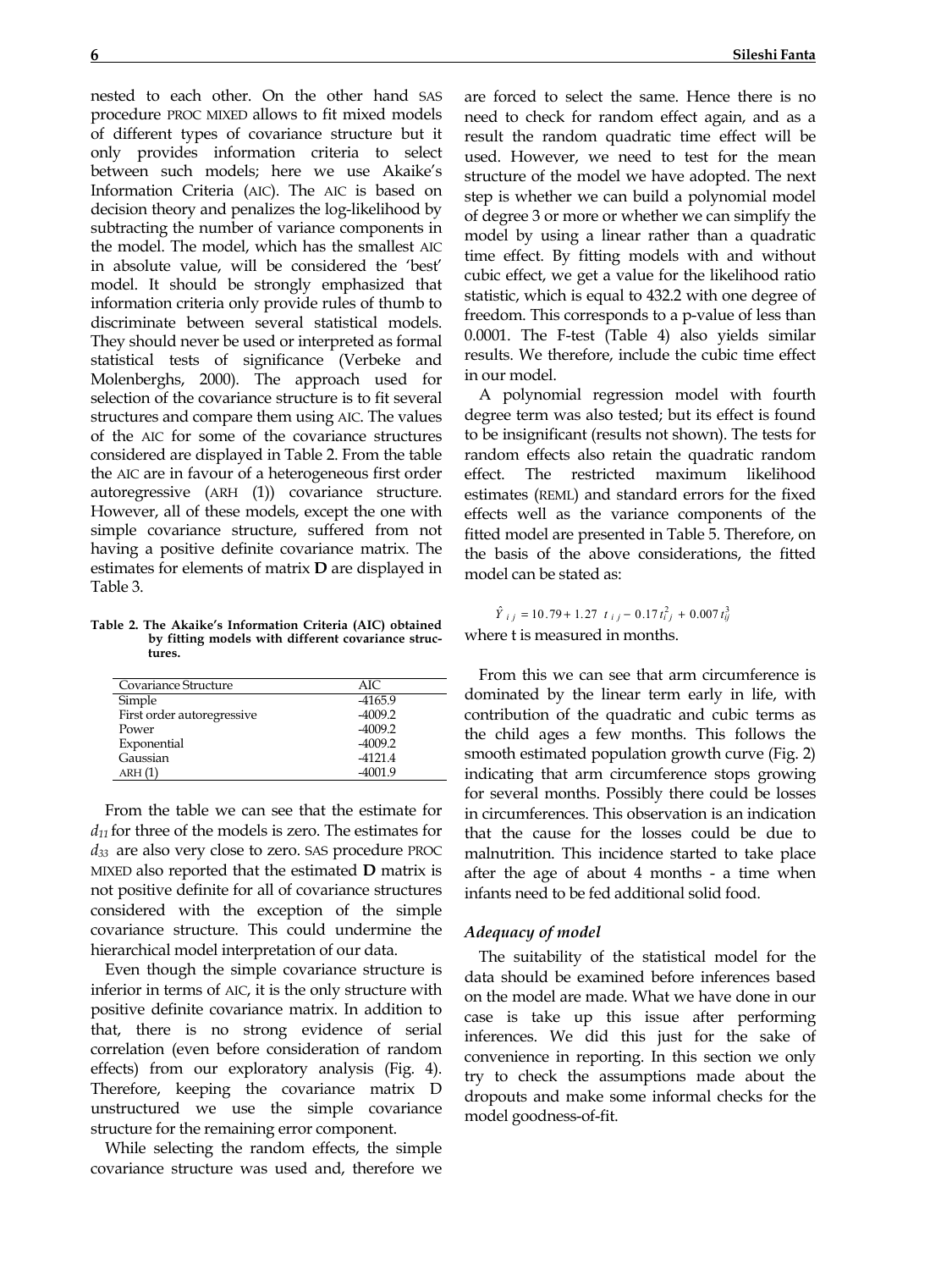nested to each other. On the other hand SAS procedure PROC MIXED allows to fit mixed models of different types of covariance structure but it only provides information criteria to select between such models; here we use Akaike's Information Criteria (AIC). The AIC is based on decision theory and penalizes the log-likelihood by subtracting the number of variance components in the model. The model, which has the smallest AIC in absolute value, will be considered the 'best' model. It should be strongly emphasized that information criteria only provide rules of thumb to discriminate between several statistical models. They should never be used or interpreted as formal statistical tests of significance (Verbeke and Molenberghs, 2000). The approach used for selection of the covariance structure is to fit several structures and compare them using AIC. The values of the AIC for some of the covariance structures considered are displayed in Table 2. From the table the AIC are in favour of a heterogeneous first order autoregressive (ARH (1)) covariance structure. However, all of these models, except the one with simple covariance structure, suffered from not having a positive definite covariance matrix. The estimates for elements of matrix **D** are displayed in Table 3.

**Table 2. The Akaike's Information Criteria (AIC) obtained by fitting models with different covariance structures.**

| Covariance Structure | AIC |
|---|---|
| Simple | -4165.9 |
| First order autoregressive | -4009.2 |
| Power | -4009.2 |
| Exponential | -4009.2 |
| Gaussian | -4121.4 |
| ARH (1) | -4001.9 |

From the table we can see that the estimate for $d_{11}$ for three of the models is zero. The estimates for $d_{33}$ are also very close to zero. SAS procedure PROC MIXED also reported that the estimated **D** matrix is not positive definite for all of covariance structures considered with the exception of the simple covariance structure. This could undermine the hierarchical model interpretation of our data.

Even though the simple covariance structure is inferior in terms of AIC, it is the only structure with positive definite covariance matrix. In addition to that, there is no strong evidence of serial correlation (even before consideration of random effects) from our exploratory analysis (Fig. 4). Therefore, keeping the covariance matrix D unstructured we use the simple covariance structure for the remaining error component.

While selecting the random effects, the simple covariance structure was used and, therefore we are forced to select the same. Hence there is no need to check for random effect again, and as a result the random quadratic time effect will be used. However, we need to test for the mean structure of the model we have adopted. The next step is whether we can build a polynomial model of degree 3 or more or whether we can simplify the model by using a linear rather than a quadratic time effect. By fitting models with and without cubic effect, we get a value for the likelihood ratio statistic, which is equal to 432.2 with one degree of freedom. This corresponds to a p-value of less than 0.0001. The F-test (Table 4) also yields similar results. We therefore, include the cubic time effect in our model.

A polynomial regression model with fourth degree term was also tested; but its effect is found to be insignificant (results not shown). The tests for random effects also retain the quadratic random effect. The restricted maximum likelihood estimates (REML) and standard errors for the fixed effects well as the variance components of the fitted model are presented in Table 5. Therefore, on the basis of the above considerations, the fitted model can be stated as:

$$\hat{Y}_{ij} = 10.79 + 1.27\ t_{ij} - 0.17 t_{ij}^2 + 0.007 t_{ij}^3$$

where t is measured in months.

From this we can see that arm circumference is dominated by the linear term early in life, with contribution of the quadratic and cubic terms as the child ages a few months. This follows the smooth estimated population growth curve (Fig. 2) indicating that arm circumference stops growing for several months. Possibly there could be losses in circumferences. This observation is an indication that the cause for the losses could be due to malnutrition. This incidence started to take place after the age of about 4 months - a time when infants need to be fed additional solid food.

### *Adequacy of model*

The suitability of the statistical model for the data should be examined before inferences based on the model are made. What we have done in our case is take up this issue after performing inferences. We did this just for the sake of convenience in reporting. In this section we only try to check the assumptions made about the dropouts and make some informal checks for the model goodness-of-fit.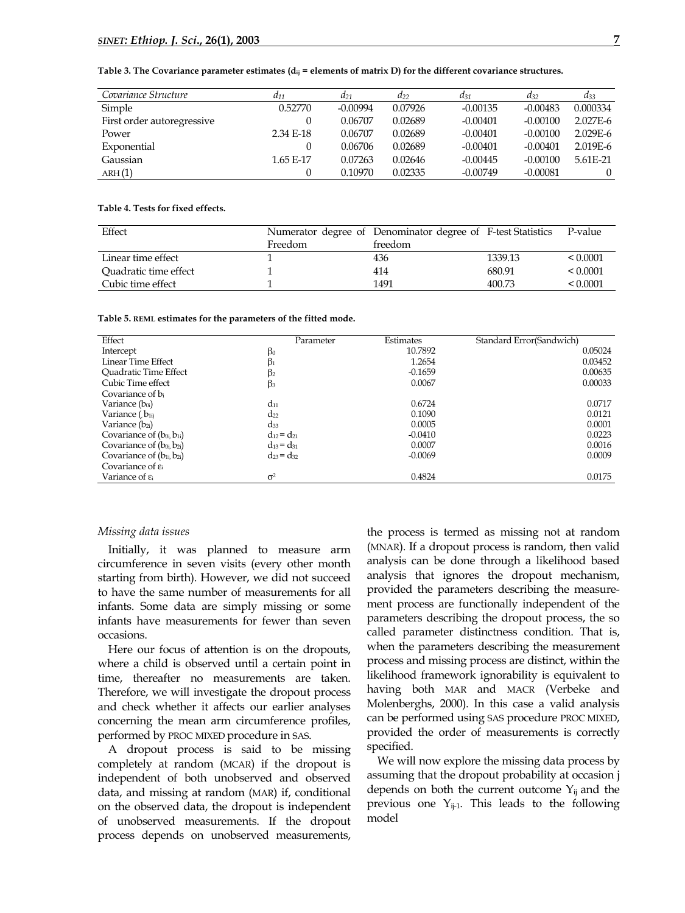**Table 3. The Covariance parameter estimates ($d_{ij}$ = elements of matrix D) for the different covariance structures.**

| *Covariance Structure* | $d_{11}$ | $d_{21}$ | $d_{22}$ | $d_{31}$ | $d_{32}$ | $d_{33}$ |
|---|---|---|---|---|---|---|
| Simple | 0.52770 | -0.00994 | 0.07926 | -0.00135 | -0.00483 | 0.000334 |
| First order autoregressive | 0 | 0.06707 | 0.02689 | -0.00401 | -0.00100 | 2.027E-6 |
| Power | 2.34 E-18 | 0.06707 | 0.02689 | -0.00401 | -0.00100 | 2.029E-6 |
| Exponential | 0 | 0.06706 | 0.02689 | -0.00401 | -0.00401 | 2.019E-6 |
| Gaussian | 1.65 E-17 | 0.07263 | 0.02646 | -0.00445 | -0.00100 | 5.61E-21 |
| ARH (1) | 0 | 0.10970 | 0.02335 | -0.00749 | -0.00081 | 0 |

**Table 4. Tests for fixed effects.**

| Effect | Numerator degree of Freedom | Denominator degree of freedom | F-test Statistics | P-value |
|---|---|---|---|---|
| Linear time effect | 1 | 436 | 1339.13 | < 0.0001 |
| Quadratic time effect | 1 | 414 | 680.91 | < 0.0001 |
| Cubic time effect | 1 | 1491 | 400.73 | < 0.0001 |

**Table 5. REML estimates for the parameters of the fitted mode.**

| Effect | Parameter | Estimates | Standard Error(Sandwich) |
|---|---|---|---|
| Intercept | $\beta_0$ | 10.7892 | 0.05024 |
| Linear Time Effect | $\beta_1$ | 1.2654 | 0.03452 |
| Quadratic Time Effect | $\beta_2$ | -0.1659 | 0.00635 |
| Cubic Time effect | $\beta_3$ | 0.0067 | 0.00033 |
| Covariance of $b_i$ | | | |
| Variance ($b_{0i}$) | $d_{11}$ | 0.6724 | 0.0717 |
| Variance ( $b_{1i}$) | $d_{22}$ | 0.1090 | 0.0121 |
| Variance ($b_{2i}$) | $d_{33}$ | 0.0005 | 0.0001 |
| Covariance of ($b_{0i}$, $b_{1i}$) | $d_{12} = d_{21}$ | -0.0410 | 0.0223 |
| Covariance of ($b_{0i}$, $b_{2i}$) | $d_{13} = d_{31}$ | 0.0007 | 0.0016 |
| Covariance of ($b_{1i}$, $b_{2i}$) | $d_{23} = d_{32}$ | -0.0069 | 0.0009 |
| Covariance of $\varepsilon_i$ | | | |
| Variance of $\varepsilon_i$ | $\sigma^2$ | 0.4824 | 0.0175 |

*Missing data issues*

Initially, it was planned to measure arm circumference in seven visits (every other month starting from birth). However, we did not succeed to have the same number of measurements for all infants. Some data are simply missing or some infants have measurements for fewer than seven occasions.

Here our focus of attention is on the dropouts, where a child is observed until a certain point in time, thereafter no measurements are taken. Therefore, we will investigate the dropout process and check whether it affects our earlier analyses concerning the mean arm circumference profiles, performed by PROC MIXED procedure in SAS.

A dropout process is said to be missing completely at random (MCAR) if the dropout is independent of both unobserved and observed data, and missing at random (MAR) if, conditional on the observed data, the dropout is independent of unobserved measurements. If the dropout process depends on unobserved measurements, the process is termed as missing not at random (MNAR). If a dropout process is random, then valid analysis can be done through a likelihood based analysis that ignores the dropout mechanism, provided the parameters describing the measurement process are functionally independent of the parameters describing the dropout process, the so called parameter distinctness condition. That is, when the parameters describing the measurement process and missing process are distinct, within the likelihood framework ignorability is equivalent to having both MAR and MACR (Verbeke and Molenberghs, 2000). In this case a valid analysis can be performed using SAS procedure PROC MIXED, provided the order of measurements is correctly specified.

We will now explore the missing data process by assuming that the dropout probability at occasion j depends on both the current outcome $Y_{ij}$ and the previous one $Y_{ij-1}$. This leads to the following model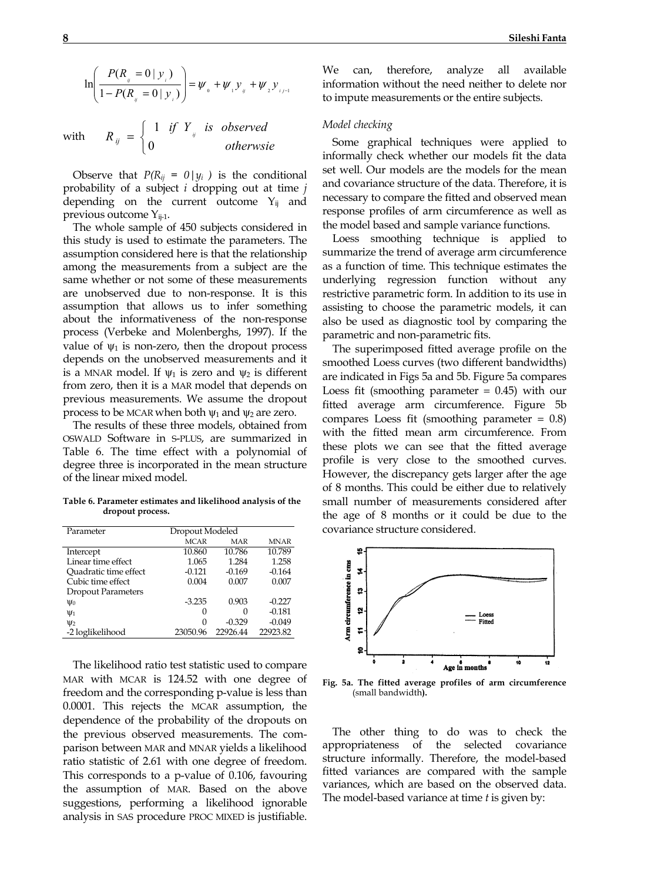$$\ln\left(\frac{P(R_{ij}=0\,|\,y_i)}{1-P(R_{ij}=0\,|\,y_i)}\right)=\psi_0+\psi_1 y_{ij}+\psi_2 y_{ij-1}$$

with $R_{ij}=\begin{cases}1 & \text{if } Y_{ij} \text{ is observed}\\ 0 & \text{otherwsie}\end{cases}$

Observe that $P(R_{ij} = 0|y_i)$ is the conditional probability of a subject $i$ dropping out at time $j$ depending on the current outcome $Y_{ij}$ and previous outcome $Y_{ij-1}$.

The whole sample of 450 subjects considered in this study is used to estimate the parameters. The assumption considered here is that the relationship among the measurements from a subject are the same whether or not some of these measurements are unobserved due to non-response. It is this assumption that allows us to infer something about the informativeness of the non-response process (Verbeke and Molenberghs, 1997). If the value of $\psi_1$ is non-zero, then the dropout process depends on the unobserved measurements and it is a MNAR model. If $\psi_1$ is zero and $\psi_2$ is different from zero, then it is a MAR model that depends on previous measurements. We assume the dropout process to be MCAR when both $\psi_1$ and $\psi_2$ are zero.

The results of these three models, obtained from OSWALD Software in S-PLUS, are summarized in Table 6. The time effect with a polynomial of degree three is incorporated in the mean structure of the linear mixed model.

**Table 6. Parameter estimates and likelihood analysis of the dropout process.**

| Parameter | Dropout Modeled | | |
|---|---|---|---|
| | MCAR | MAR | MNAR |
| Intercept | 10.860 | 10.786 | 10.789 |
| Linear time effect | 1.065 | 1.284 | 1.258 |
| Quadratic time effect | -0.121 | -0.169 | -0.164 |
| Cubic time effect | 0.004 | 0.007 | 0.007 |
| Dropout Parameters | | | |
| $\psi_0$ | -3.235 | 0.903 | -0.227 |
| $\psi_1$ | 0 | 0 | -0.181 |
| $\psi_2$ | 0 | -0.329 | -0.049 |
| -2 loglikelihood | 23050.96 | 22926.44 | 22923.82 |

The likelihood ratio test statistic used to compare MAR with MCAR is 124.52 with one degree of freedom and the corresponding p-value is less than 0.0001. This rejects the MCAR assumption, the dependence of the probability of the dropouts on the previous observed measurements. The comparison between MAR and MNAR yields a likelihood ratio statistic of 2.61 with one degree of freedom. This corresponds to a p-value of 0.106, favouring the assumption of MAR. Based on the above suggestions, performing a likelihood ignorable analysis in SAS procedure PROC MIXED is justifiable. We can, therefore, analyze all available information without the need neither to delete nor to impute measurements or the entire subjects.

*Model checking*

Some graphical techniques were applied to informally check whether our models fit the data set well. Our models are the models for the mean and covariance structure of the data. Therefore, it is necessary to compare the fitted and observed mean response profiles of arm circumference as well as the model based and sample variance functions.

Loess smoothing technique is applied to summarize the trend of average arm circumference as a function of time. This technique estimates the underlying regression function without any restrictive parametric form. In addition to its use in assisting to choose the parametric models, it can also be used as diagnostic tool by comparing the parametric and non-parametric fits.

The superimposed fitted average profile on the smoothed Loess curves (two different bandwidths) are indicated in Figs 5a and 5b. Figure 5a compares Loess fit (smoothing parameter = 0.45) with our fitted average arm circumference. Figure 5b compares Loess fit (smoothing parameter = 0.8) with the fitted mean arm circumference. From these plots we can see that the fitted average profile is very close to the smoothed curves. However, the discrepancy gets larger after the age of 8 months. This could be either due to relatively small number of measurements considered after the age of 8 months or it could be due to the covariance structure considered.

**Fig. 5a. The fitted average profiles of arm circumference** (small bandwidth)**.**

The other thing to do was to check the appropriateness of the selected covariance structure informally. Therefore, the model-based fitted variances are compared with the sample variances, which are based on the observed data. The model-based variance at time $t$ is given by: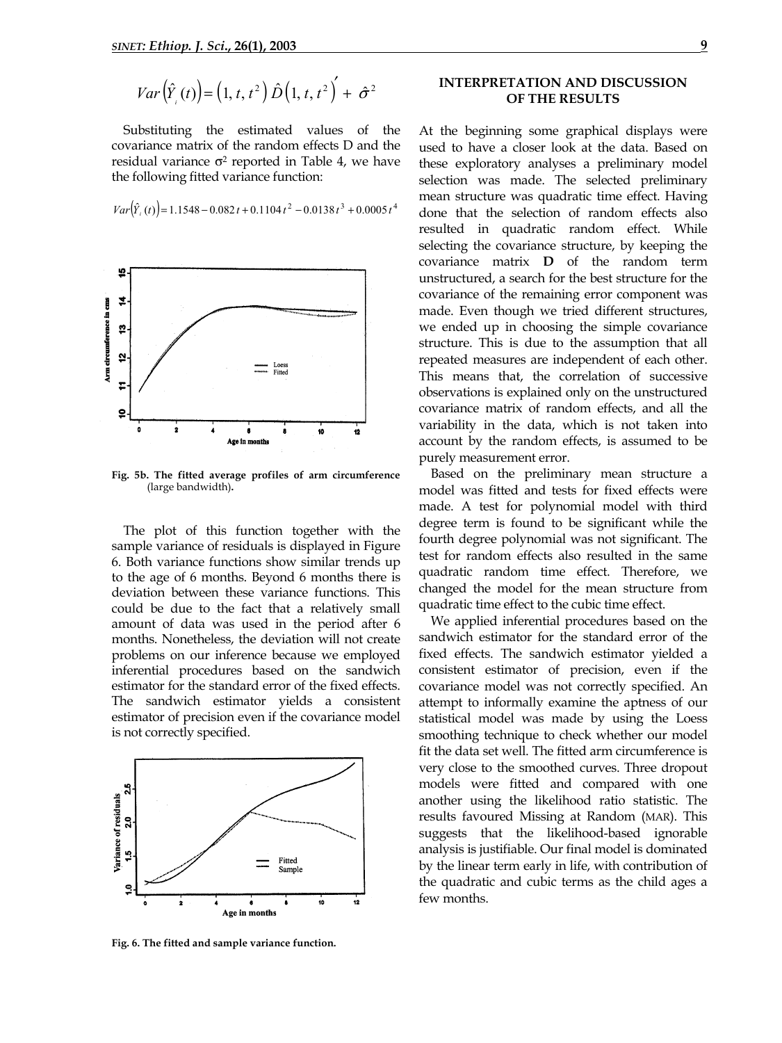$$Var\left(\hat{Y}_i(t)\right) = \left(1, t, t^2\right) \hat{D} \left(1, t, t^2\right)' + \hat{\sigma}^2$$

Substituting the estimated values of the covariance matrix of the random effects D and the residual variance $\sigma^2$ reported in Table 4, we have the following fitted variance function:

$$Var\left(\hat{Y}_i(t)\right) = 1.1548 - 0.082\,t + 0.1104\,t^2 - 0.0138\,t^3 + 0.0005\,t^4$$

Arm circumference in cms

10 11 12 13 14 15

Loess
Fitted

0 2 4 6 8 10 12

Age in months

**Fig. 5b. The fitted average profiles of arm circumference** (large bandwidth)**.**

The plot of this function together with the sample variance of residuals is displayed in Figure 6. Both variance functions show similar trends up to the age of 6 months. Beyond 6 months there is deviation between these variance functions. This could be due to the fact that a relatively small amount of data was used in the period after 6 months. Nonetheless, the deviation will not create problems on our inference because we employed inferential procedures based on the sandwich estimator for the standard error of the fixed effects. The sandwich estimator yields a consistent estimator of precision even if the covariance model is not correctly specified.

Variance of residuals

1.0 1.5 2.0 2.5

Fitted
Sample

0 2 4 6 8 10 12

Age in months

**Fig. 6. The fitted and sample variance function.**

## INTERPRETATION AND DISCUSSION OF THE RESULTS

At the beginning some graphical displays were used to have a closer look at the data. Based on these exploratory analyses a preliminary model selection was made. The selected preliminary mean structure was quadratic time effect. Having done that the selection of random effects also resulted in quadratic random effect. While selecting the covariance structure, by keeping the covariance matrix **D** of the random term unstructured, a search for the best structure for the covariance of the remaining error component was made. Even though we tried different structures, we ended up in choosing the simple covariance structure. This is due to the assumption that all repeated measures are independent of each other. This means that, the correlation of successive observations is explained only on the unstructured covariance matrix of random effects, and all the variability in the data, which is not taken into account by the random effects, is assumed to be purely measurement error.

Based on the preliminary mean structure a model was fitted and tests for fixed effects were made. A test for polynomial model with third degree term is found to be significant while the fourth degree polynomial was not significant. The test for random effects also resulted in the same quadratic random time effect. Therefore, we changed the model for the mean structure from quadratic time effect to the cubic time effect.

We applied inferential procedures based on the sandwich estimator for the standard error of the fixed effects. The sandwich estimator yielded a consistent estimator of precision, even if the covariance model was not correctly specified. An attempt to informally examine the aptness of our statistical model was made by using the Loess smoothing technique to check whether our model fit the data set well. The fitted arm circumference is very close to the smoothed curves. Three dropout models were fitted and compared with one another using the likelihood ratio statistic. The results favoured Missing at Random (MAR). This suggests that the likelihood-based ignorable analysis is justifiable. Our final model is dominated by the linear term early in life, with contribution of the quadratic and cubic terms as the child ages a few months.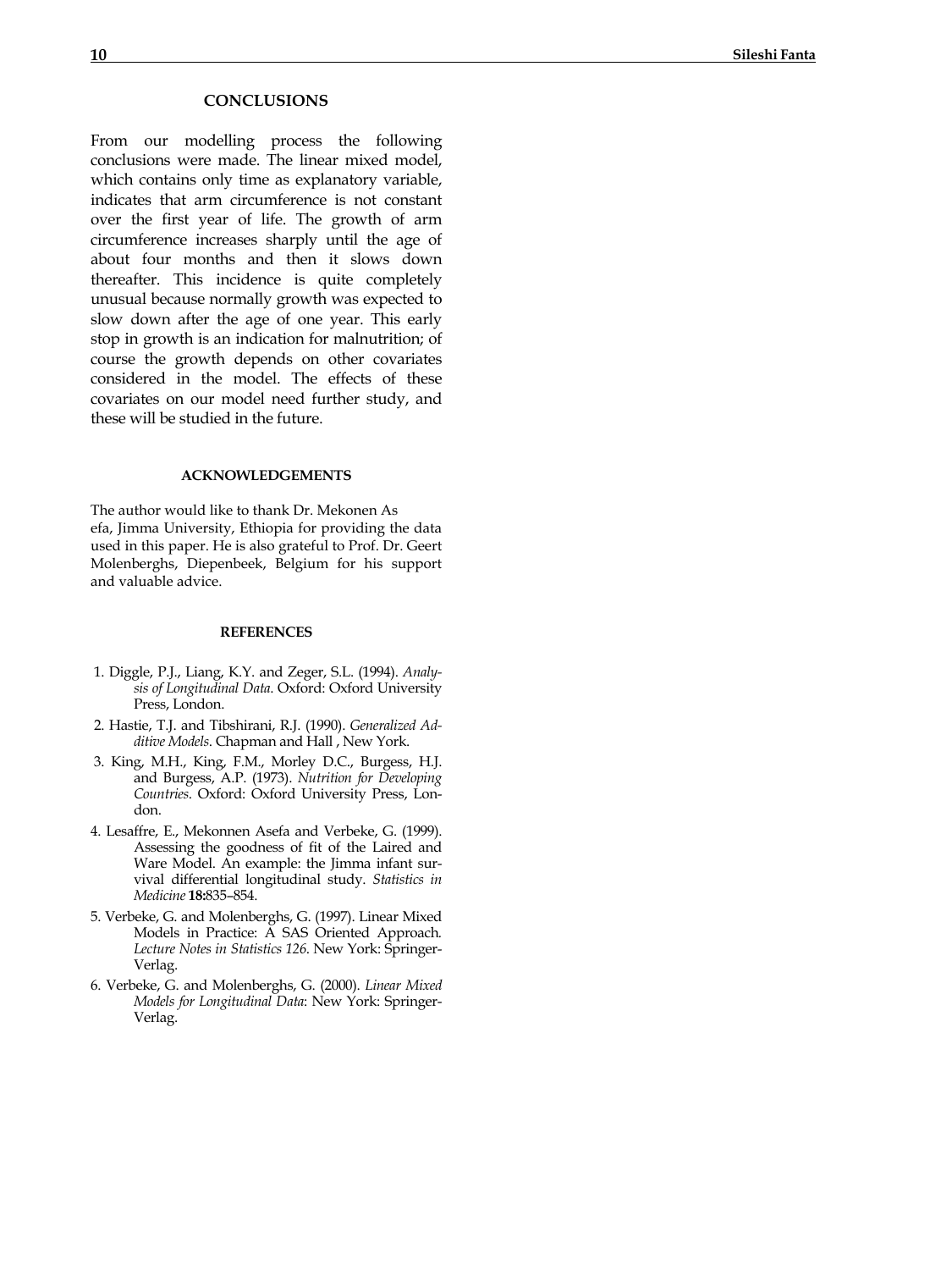## CONCLUSIONS

From our modelling process the following conclusions were made. The linear mixed model, which contains only time as explanatory variable, indicates that arm circumference is not constant over the first year of life. The growth of arm circumference increases sharply until the age of about four months and then it slows down thereafter. This incidence is quite completely unusual because normally growth was expected to slow down after the age of one year. This early stop in growth is an indication for malnutrition; of course the growth depends on other covariates considered in the model. The effects of these covariates on our model need further study, and these will be studied in the future.

## ACKNOWLEDGEMENTS

The author would like to thank Dr. Mekonen As efa, Jimma University, Ethiopia for providing the data used in this paper. He is also grateful to Prof. Dr. Geert Molenberghs, Diepenbeek, Belgium for his support and valuable advice.

## REFERENCES

1. Diggle, P.J., Liang, K.Y. and Zeger, S.L. (1994). *Analysis of Longitudinal Data*. Oxford: Oxford University Press, London.
2. Hastie, T.J. and Tibshirani, R.J. (1990). *Generalized Additive Models*. Chapman and Hall , New York.
3. King, M.H., King, F.M., Morley D.C., Burgess, H.J. and Burgess, A.P. (1973). *Nutrition for Developing Countries*. Oxford: Oxford University Press, London.
4. Lesaffre, E., Mekonnen Asefa and Verbeke, G. (1999). Assessing the goodness of fit of the Laired and Ware Model. An example: the Jimma infant survival differential longitudinal study. *Statistics in Medicine* **18:**835–854.
5. Verbeke, G. and Molenberghs, G. (1997). Linear Mixed Models in Practice: A SAS Oriented Approach. *Lecture Notes in Statistics 126*. New York: Springer-Verlag.
6. Verbeke, G. and Molenberghs, G. (2000). *Linear Mixed Models for Longitudinal Data*: New York: Springer-Verlag.